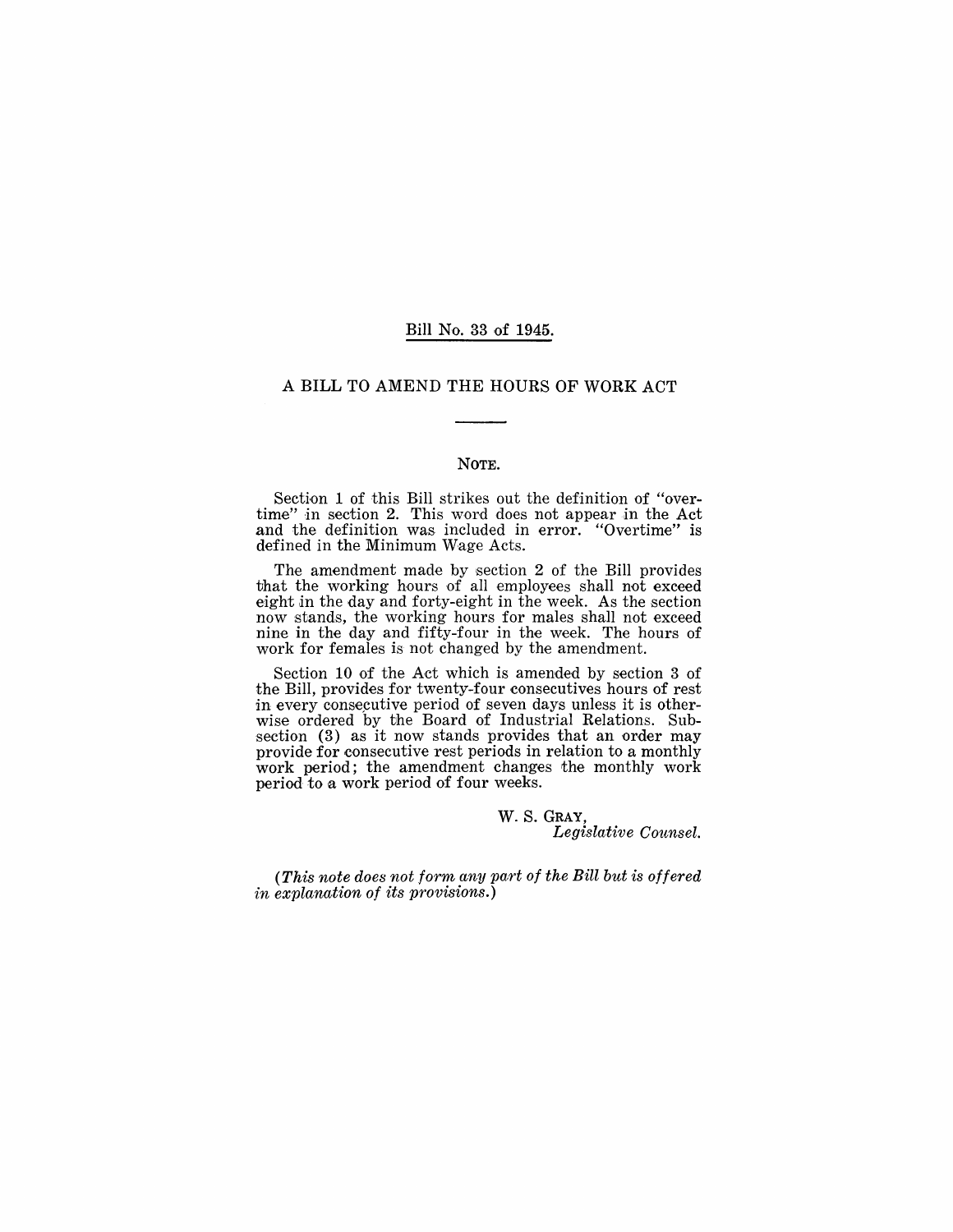Bill No. 33 of 1945.

# A BILL TO AMEND THE HOURS OF WORK ACT

## NOTE.

Section 1 of this Bill strikes out the definition of "overtime" in section 2. This word does not appear in the Act and the definition was included in error. "Overtime" is defined in the Minimum Wage Acts.

The amendment made by section 2 of the Bill provides that the working hours of all employees shall not exceed eight in the day and forty-eight in the week. As the section now stands, the working hours for males shall not exceed nine in the day and fifty-four in the week. The hours of work for females is not changed by the amendment.

Section 10 of the Act which is amended by section 3 of the Bill, provides for twenty-four consecutives hours of rest in every consecutive period of seven days unless it is otherwise ordered by the Board of Industrial Relations. Subsection (3) as it now stands provides that an order may provide for consecutive rest periods in relation to a monthly work period; the amendment changes the monthly work period to a work period of four weeks.

W. S. GRAY,
*Legislative Counsel.*

*(This note does not form any part of the Bill but is offered in explanation of its provisions.)*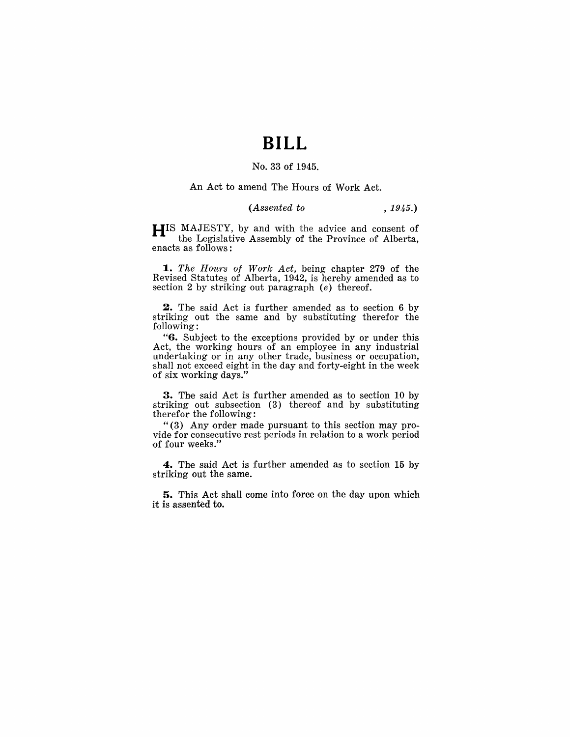# BILL

No. 33 of 1945.

An Act to amend The Hours of Work Act.

*(Assented to , 1945.)*

HIS MAJESTY, by and with the advice and consent of the Legislative Assembly of the Province of Alberta, enacts as follows:

**1.** *The Hours of Work Act,* being chapter 279 of the Revised Statutes of Alberta, 1942, is hereby amended as to section 2 by striking out paragraph (*e*) thereof.

**2.** The said Act is further amended as to section 6 by striking out the same and by substituting therefor the following:

"**6.** Subject to the exceptions provided by or under this Act, the working hours of an employee in any industrial undertaking or in any other trade, business or occupation, shall not exceed eight in the day and forty-eight in the week of six working days."

**3.** The said Act is further amended as to section 10 by striking out subsection (3) thereof and by substituting therefor the following:

"(3) Any order made pursuant to this section may provide for consecutive rest periods in relation to a work period of four weeks."

**4.** The said Act is further amended as to section 15 by striking out the same.

**5.** This Act shall come into force on the day upon which it is assented to.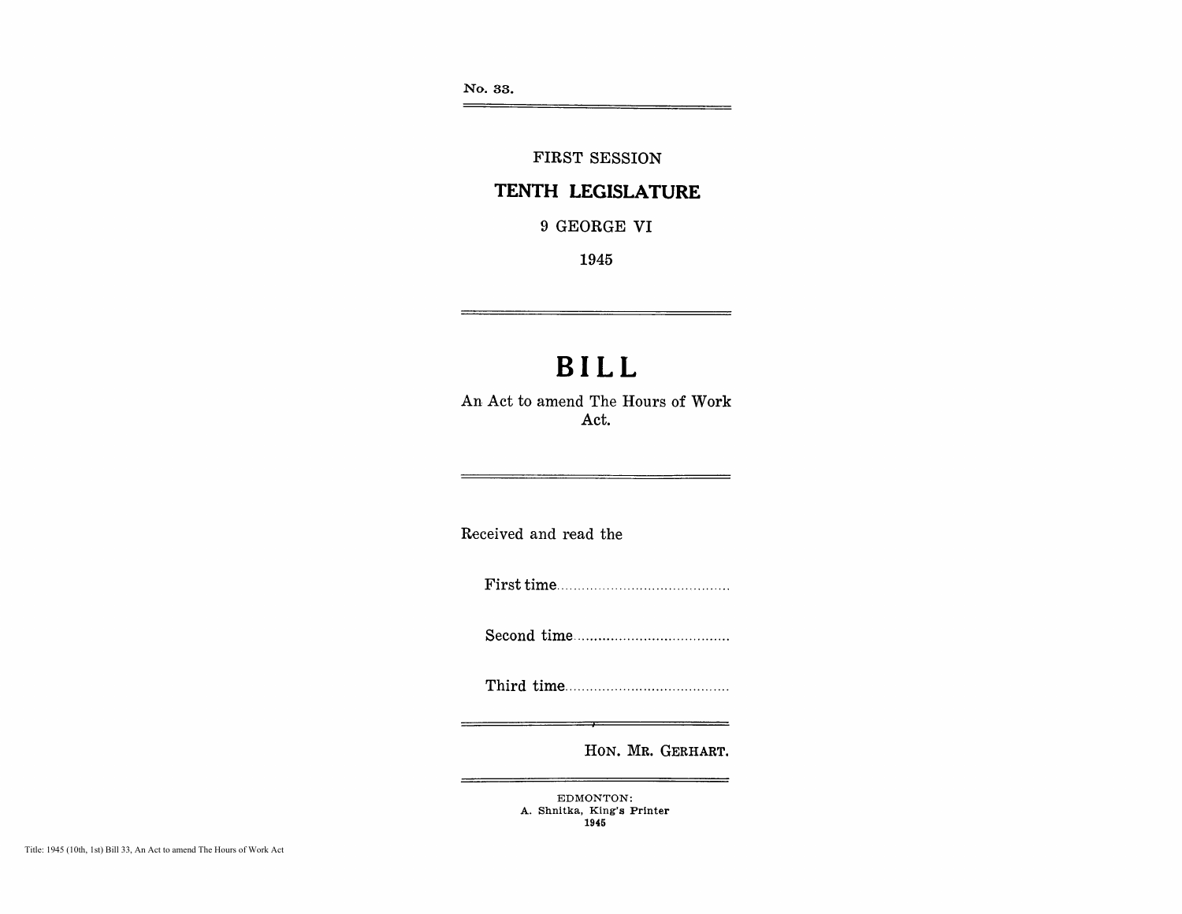No. 33.

FIRST SESSION

## TENTH LEGISLATURE

9 GEORGE VI

1945

# BILL

An Act to amend The Hours of Work Act.

Received and read the

First time........................................

Second time........................................

Third time........................................

HON. MR. GERHART.

EDMONTON:
A. Shnitka, King's Printer
1945

Title: 1945 (10th, 1st) Bill 33, An Act to amend The Hours of Work Act